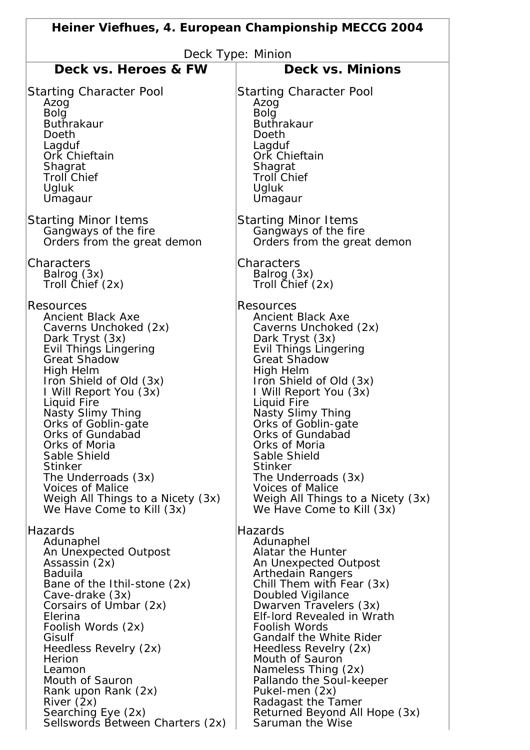| **Heiner Viefhues, 4. European Championship MECCG 2004** | |
|---|---|
| Deck Type: Minion | |
| **Deck vs. Heroes & FW** | **Deck vs. Minions** |
| Starting Character Pool<br>Azog<br>Bolg<br>Buthrakaur<br>Doeth<br>Lagduf<br>Ork Chieftain<br>Shagrat<br>Troll Chief<br>Ugluk<br>Umagaur<br><br>Starting Minor Items<br>Gangways of the fire<br>Orders from the great demon<br><br>Characters<br>Balrog (3x)<br>Troll Chief (2x)<br><br>Resources<br>Ancient Black Axe<br>Caverns Unchoked (2x)<br>Dark Tryst (3x)<br>Evil Things Lingering<br>Great Shadow<br>High Helm<br>Iron Shield of Old (3x)<br>I Will Report You (3x)<br>Liquid Fire<br>Nasty Slimy Thing<br>Orks of Goblin-gate<br>Orks of Gundabad<br>Orks of Moria<br>Sable Shield<br>Stinker<br>The Underroads (3x)<br>Voices of Malice<br>Weigh All Things to a Nicety (3x)<br>We Have Come to Kill (3x)<br><br>Hazards<br>Adunaphel<br>An Unexpected Outpost<br>Assassin (2x)<br>Baduila<br>Bane of the Ithil-stone (2x)<br>Cave-drake (3x)<br>Corsairs of Umbar (2x)<br>Elerina<br>Foolish Words (2x)<br>Gisulf<br>Heedless Revelry (2x)<br>Herion<br>Leamon<br>Mouth of Sauron<br>Rank upon Rank (2x)<br>River (2x)<br>Searching Eye (2x)<br>Sellswords Between Charters (2x) | Starting Character Pool<br>Azog<br>Bolg<br>Buthrakaur<br>Doeth<br>Lagduf<br>Ork Chieftain<br>Shagrat<br>Troll Chief<br>Ugluk<br>Umagaur<br><br>Starting Minor Items<br>Gangways of the fire<br>Orders from the great demon<br><br>Characters<br>Balrog (3x)<br>Troll Chief (2x)<br><br>Resources<br>Ancient Black Axe<br>Caverns Unchoked (2x)<br>Dark Tryst (3x)<br>Evil Things Lingering<br>Great Shadow<br>High Helm<br>Iron Shield of Old (3x)<br>I Will Report You (3x)<br>Liquid Fire<br>Nasty Slimy Thing<br>Orks of Goblin-gate<br>Orks of Gundabad<br>Orks of Moria<br>Sable Shield<br>Stinker<br>The Underroads (3x)<br>Voices of Malice<br>Weigh All Things to a Nicety (3x)<br>We Have Come to Kill (3x)<br><br>Hazards<br>Adunaphel<br>Alatar the Hunter<br>An Unexpected Outpost<br>Arthedain Rangers<br>Chill Them with Fear (3x)<br>Doubled Vigilance<br>Dwarven Travelers (3x)<br>Elf-lord Revealed in Wrath<br>Foolish Words<br>Gandalf the White Rider<br>Heedless Revelry (2x)<br>Mouth of Sauron<br>Nameless Thing (2x)<br>Pallando the Soul-keeper<br>Pukel-men (2x)<br>Radagast the Tamer<br>Returned Beyond All Hope (3x)<br>Saruman the Wise |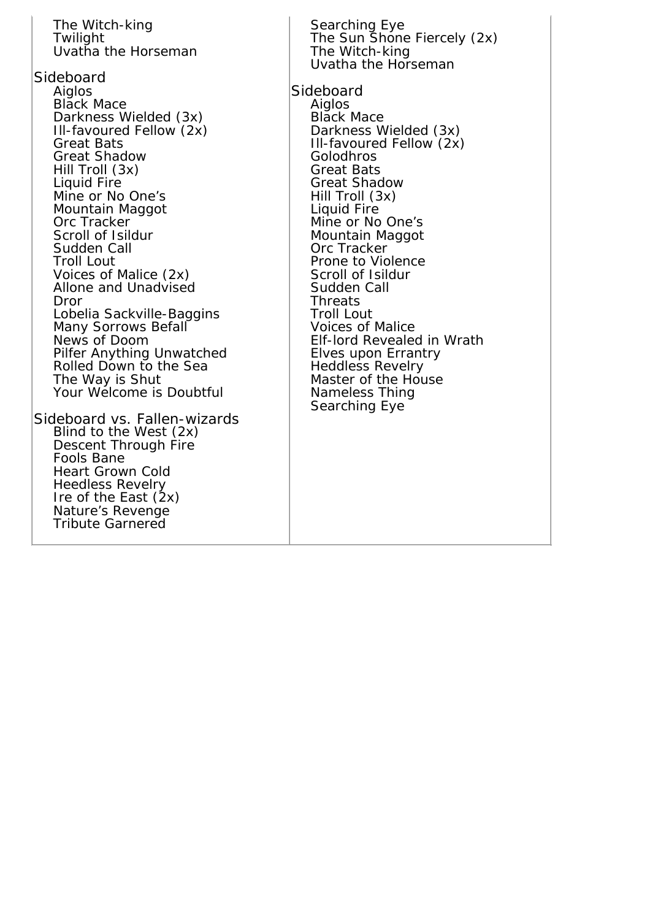The Witch-king
Twilight
Uvatha the Horseman

Sideboard

- Aiglos
- Black Mace
- Darkness Wielded (3x)
- Ill-favoured Fellow (2x)
- Great Bats
- Great Shadow
- Hill Troll (3x)
- Liquid Fire
- Mine or No One's
- Mountain Maggot
- Orc Tracker
- Scroll of Isildur
- Sudden Call
- Troll Lout
- Voices of Malice (2x)
- Allone and Unadvised
- Dror
- Lobelia Sackville-Baggins
- Many Sorrows Befall
- News of Doom
- Pilfer Anything Unwatched
- Rolled Down to the Sea
- The Way is Shut
- Your Welcome is Doubtful

Sideboard vs. Fallen-wizards

- Blind to the West (2x)
- Descent Through Fire
- Fools Bane
- Heart Grown Cold
- Heedless Revelry
- Ire of the East (2x)
- Nature's Revenge
- Tribute Garnered

Searching Eye
The Sun Shone Fiercely (2x)
The Witch-king
Uvatha the Horseman

Sideboard

- Aiglos
- Black Mace
- Darkness Wielded (3x)
- Ill-favoured Fellow (2x)
- Golodhros
- Great Bats
- Great Shadow
- Hill Troll (3x)
- Liquid Fire
- Mine or No One's
- Mountain Maggot
- Orc Tracker
- Prone to Violence
- Scroll of Isildur
- Sudden Call
- Threats
- Troll Lout
- Voices of Malice
- Elf-lord Revealed in Wrath
- Elves upon Errantry
- Heddless Revelry
- Master of the House
- Nameless Thing
- Searching Eye